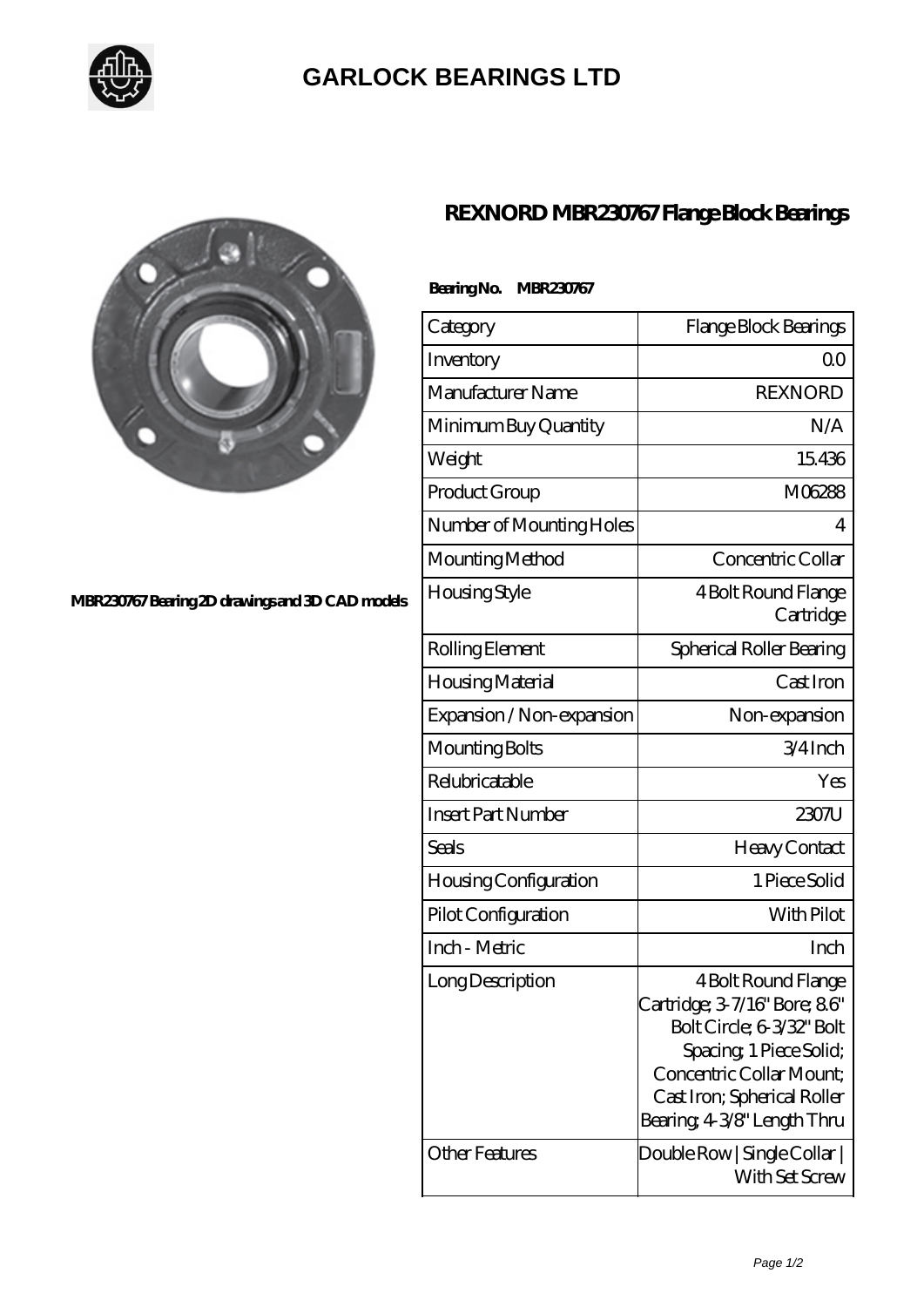# GARLOCK BEARINGS LTD

## REXNORD MBR230767 Flange Block Bearings

MBR230767 Bearing 2D drawings and 3D CAD models

**Bearing No. MBR230767**

| Category | Flange Block Bearings |
|---|---|
| Inventory | 0.0 |
| Manufacturer Name | REXNORD |
| Minimum Buy Quantity | N/A |
| Weight | 15.436 |
| Product Group | M06288 |
| Number of Mounting Holes | 4 |
| Mounting Method | Concentric Collar |
| Housing Style | 4 Bolt Round Flange Cartridge |
| Rolling Element | Spherical Roller Bearing |
| Housing Material | Cast Iron |
| Expansion / Non-expansion | Non-expansion |
| Mounting Bolts | 3/4 Inch |
| Relubricatable | Yes |
| Insert Part Number | 2307U |
| Seals | Heavy Contact |
| Housing Configuration | 1 Piece Solid |
| Pilot Configuration | With Pilot |
| Inch - Metric | Inch |
| Long Description | 4 Bolt Round Flange Cartridge; 3-7/16" Bore; 8.6" Bolt Circle; 6-3/32" Bolt Spacing; 1 Piece Solid; Concentric Collar Mount; Cast Iron; Spherical Roller Bearing; 4-3/8" Length Thru |
| Other Features | Double Row \| Single Collar \| With Set Screw |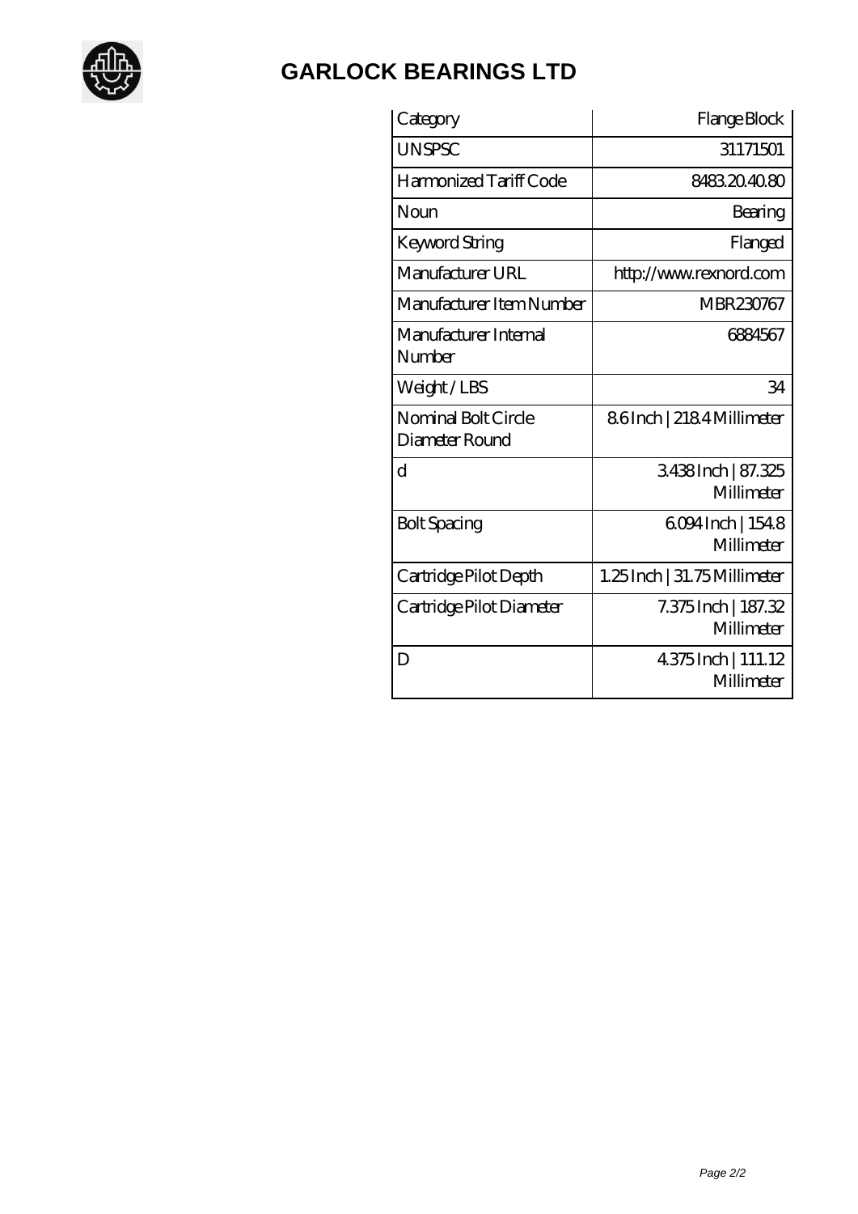# GARLOCK BEARINGS LTD

| | |
|---|---|
| Category | Flange Block |
| UNSPSC | 31171501 |
| Harmonized Tariff Code | 8483.20.40.80 |
| Noun | Bearing |
| Keyword String | Flanged |
| Manufacturer URL | http://www.rexnord.com |
| Manufacturer Item Number | MBR230767 |
| Manufacturer Internal Number | 6884567 |
| Weight / LBS | 34 |
| Nominal Bolt Circle Diameter Round | 8.6 Inch \| 218.4 Millimeter |
| d | 3.438 Inch \| 87.325 Millimeter |
| Bolt Spacing | 6.094 Inch \| 154.8 Millimeter |
| Cartridge Pilot Depth | 1.25 Inch \| 31.75 Millimeter |
| Cartridge Pilot Diameter | 7.375 Inch \| 187.32 Millimeter |
| D | 4.375 Inch \| 111.12 Millimeter |